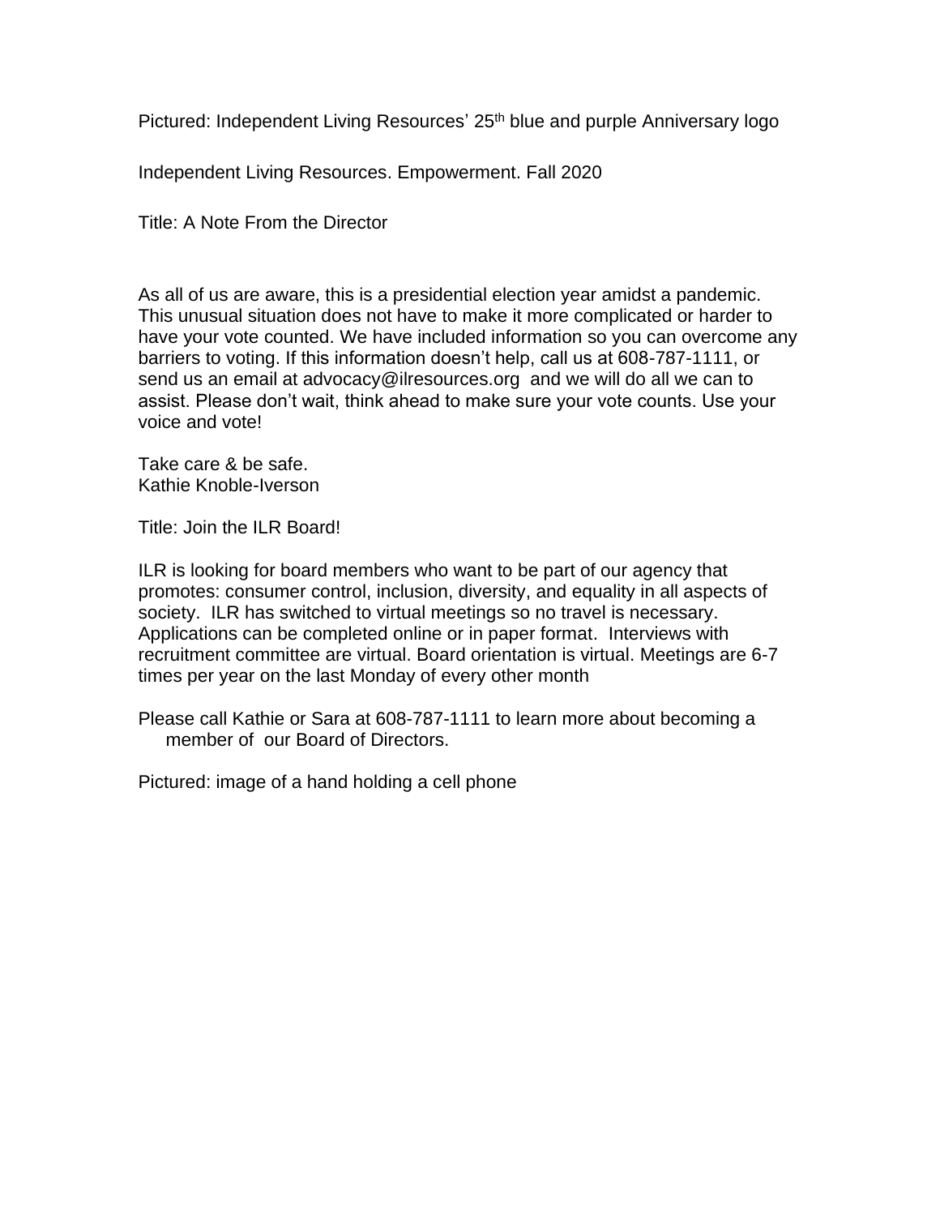Pictured: Independent Living Resources' 25th blue and purple Anniversary logo

Independent Living Resources. Empowerment. Fall 2020

Title: A Note From the Director

As all of us are aware, this is a presidential election year amidst a pandemic. This unusual situation does not have to make it more complicated or harder to have your vote counted. We have included information so you can overcome any barriers to voting. If this information doesn't help, call us at 608-787-1111, or send us an email at advocacy@ilresources.org and we will do all we can to assist. Please don't wait, think ahead to make sure your vote counts. Use your voice and vote!

Take care & be safe.
Kathie Knoble-Iverson

Title: Join the ILR Board!

ILR is looking for board members who want to be part of our agency that promotes: consumer control, inclusion, diversity, and equality in all aspects of society. ILR has switched to virtual meetings so no travel is necessary. Applications can be completed online or in paper format. Interviews with recruitment committee are virtual. Board orientation is virtual. Meetings are 6-7 times per year on the last Monday of every other month

Please call Kathie or Sara at 608-787-1111 to learn more about becoming a member of our Board of Directors.

Pictured: image of a hand holding a cell phone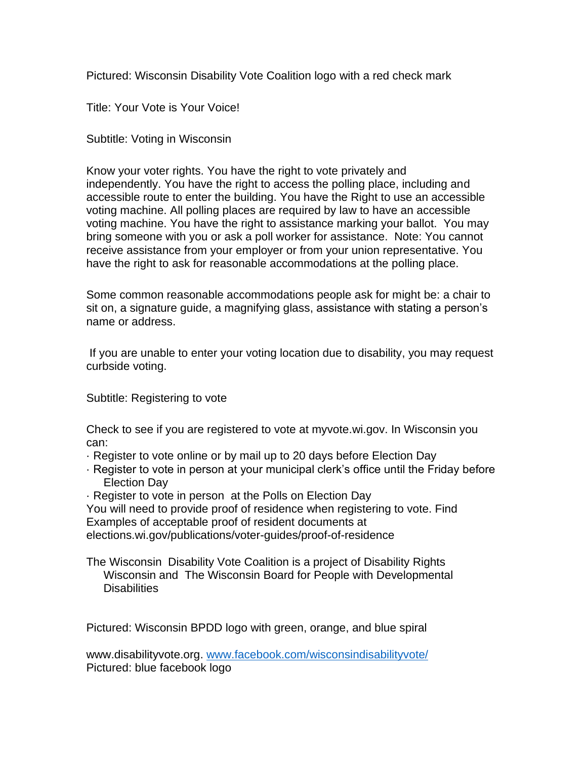Pictured: Wisconsin Disability Vote Coalition logo with a red check mark

Title: Your Vote is Your Voice!

Subtitle: Voting in Wisconsin

Know your voter rights. You have the right to vote privately and independently. You have the right to access the polling place, including and accessible route to enter the building. You have the Right to use an accessible voting machine. All polling places are required by law to have an accessible voting machine. You have the right to assistance marking your ballot. You may bring someone with you or ask a poll worker for assistance. Note: You cannot receive assistance from your employer or from your union representative. You have the right to ask for reasonable accommodations at the polling place.

Some common reasonable accommodations people ask for might be: a chair to sit on, a signature guide, a magnifying glass, assistance with stating a person's name or address.

If you are unable to enter your voting location due to disability, you may request curbside voting.

Subtitle: Registering to vote

Check to see if you are registered to vote at myvote.wi.gov. In Wisconsin you can:

- Register to vote online or by mail up to 20 days before Election Day
- Register to vote in person at your municipal clerk's office until the Friday before Election Day
- Register to vote in person at the Polls on Election Day

You will need to provide proof of residence when registering to vote. Find Examples of acceptable proof of resident documents at elections.wi.gov/publications/voter-guides/proof-of-residence

The Wisconsin Disability Vote Coalition is a project of Disability Rights Wisconsin and The Wisconsin Board for People with Developmental Disabilities

Pictured: Wisconsin BPDD logo with green, orange, and blue spiral

www.disabilityvote.org. [www.facebook.com/wisconsindisabilityvote/](www.facebook.com/wisconsindisabilityvote/)
Pictured: blue facebook logo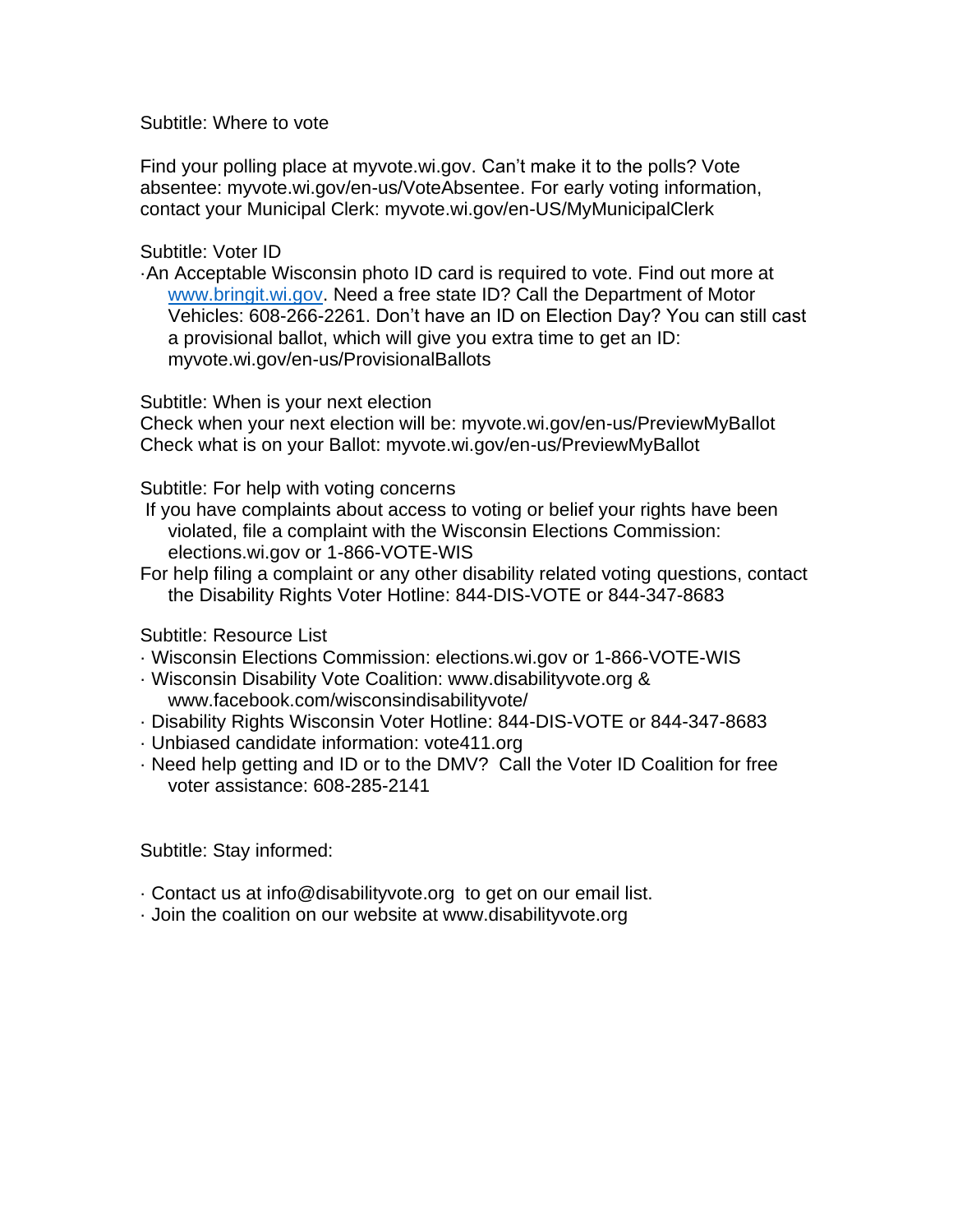Subtitle: Where to vote

Find your polling place at myvote.wi.gov. Can't make it to the polls? Vote absentee: myvote.wi.gov/en-us/VoteAbsentee. For early voting information, contact your Municipal Clerk: myvote.wi.gov/en-US/MyMunicipalClerk

Subtitle: Voter ID

- An Acceptable Wisconsin photo ID card is required to vote. Find out more at [www.bringit.wi.gov](http://www.bringit.wi.gov). Need a free state ID? Call the Department of Motor Vehicles: 608-266-2261. Don't have an ID on Election Day? You can still cast a provisional ballot, which will give you extra time to get an ID: myvote.wi.gov/en-us/ProvisionalBallots

Subtitle: When is your next election

Check when your next election will be: myvote.wi.gov/en-us/PreviewMyBallot
Check what is on your Ballot: myvote.wi.gov/en-us/PreviewMyBallot

Subtitle: For help with voting concerns

If you have complaints about access to voting or belief your rights have been violated, file a complaint with the Wisconsin Elections Commission: elections.wi.gov or 1-866-VOTE-WIS

For help filing a complaint or any other disability related voting questions, contact the Disability Rights Voter Hotline: 844-DIS-VOTE or 844-347-8683

Subtitle: Resource List

- Wisconsin Elections Commission: elections.wi.gov or 1-866-VOTE-WIS
- Wisconsin Disability Vote Coalition: www.disabilityvote.org & www.facebook.com/wisconsindisabilityvote/
- Disability Rights Wisconsin Voter Hotline: 844-DIS-VOTE or 844-347-8683
- Unbiased candidate information: vote411.org
- Need help getting and ID or to the DMV? Call the Voter ID Coalition for free voter assistance: 608-285-2141

Subtitle: Stay informed:

- Contact us at info@disabilityvote.org to get on our email list.
- Join the coalition on our website at www.disabilityvote.org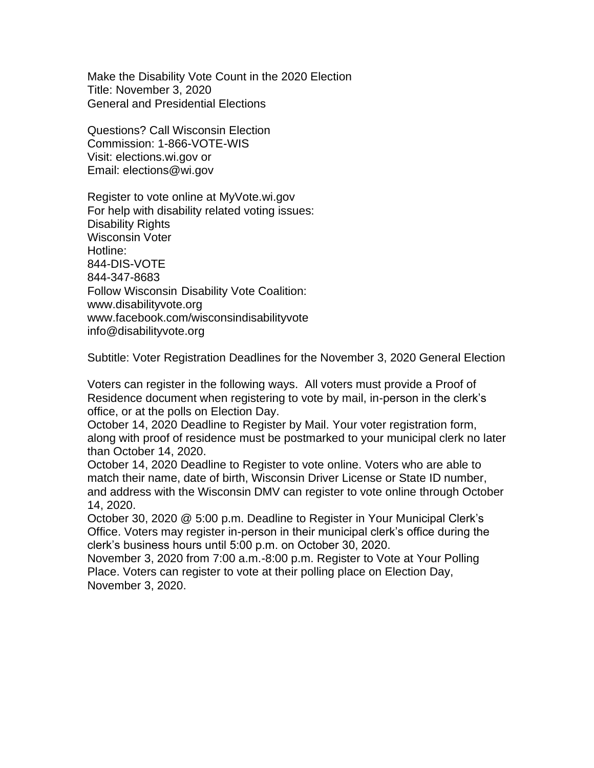Make the Disability Vote Count in the 2020 Election
Title: November 3, 2020
General and Presidential Elections

Questions? Call Wisconsin Election Commission: 1-866-VOTE-WIS
Visit: elections.wi.gov or
Email: elections@wi.gov

Register to vote online at MyVote.wi.gov
For help with disability related voting issues:
Disability Rights
Wisconsin Voter
Hotline:
844-DIS-VOTE
844-347-8683
Follow Wisconsin Disability Vote Coalition:
www.disabilityvote.org
www.facebook.com/wisconsindisabilityvote
info@disabilityvote.org

Subtitle: Voter Registration Deadlines for the November 3, 2020 General Election

Voters can register in the following ways. All voters must provide a Proof of Residence document when registering to vote by mail, in-person in the clerk's office, or at the polls on Election Day.

October 14, 2020 Deadline to Register by Mail. Your voter registration form, along with proof of residence must be postmarked to your municipal clerk no later than October 14, 2020.

October 14, 2020 Deadline to Register to vote online. Voters who are able to match their name, date of birth, Wisconsin Driver License or State ID number, and address with the Wisconsin DMV can register to vote online through October 14, 2020.

October 30, 2020 @ 5:00 p.m. Deadline to Register in Your Municipal Clerk's Office. Voters may register in-person in their municipal clerk's office during the clerk's business hours until 5:00 p.m. on October 30, 2020.

November 3, 2020 from 7:00 a.m.-8:00 p.m. Register to Vote at Your Polling Place. Voters can register to vote at their polling place on Election Day, November 3, 2020.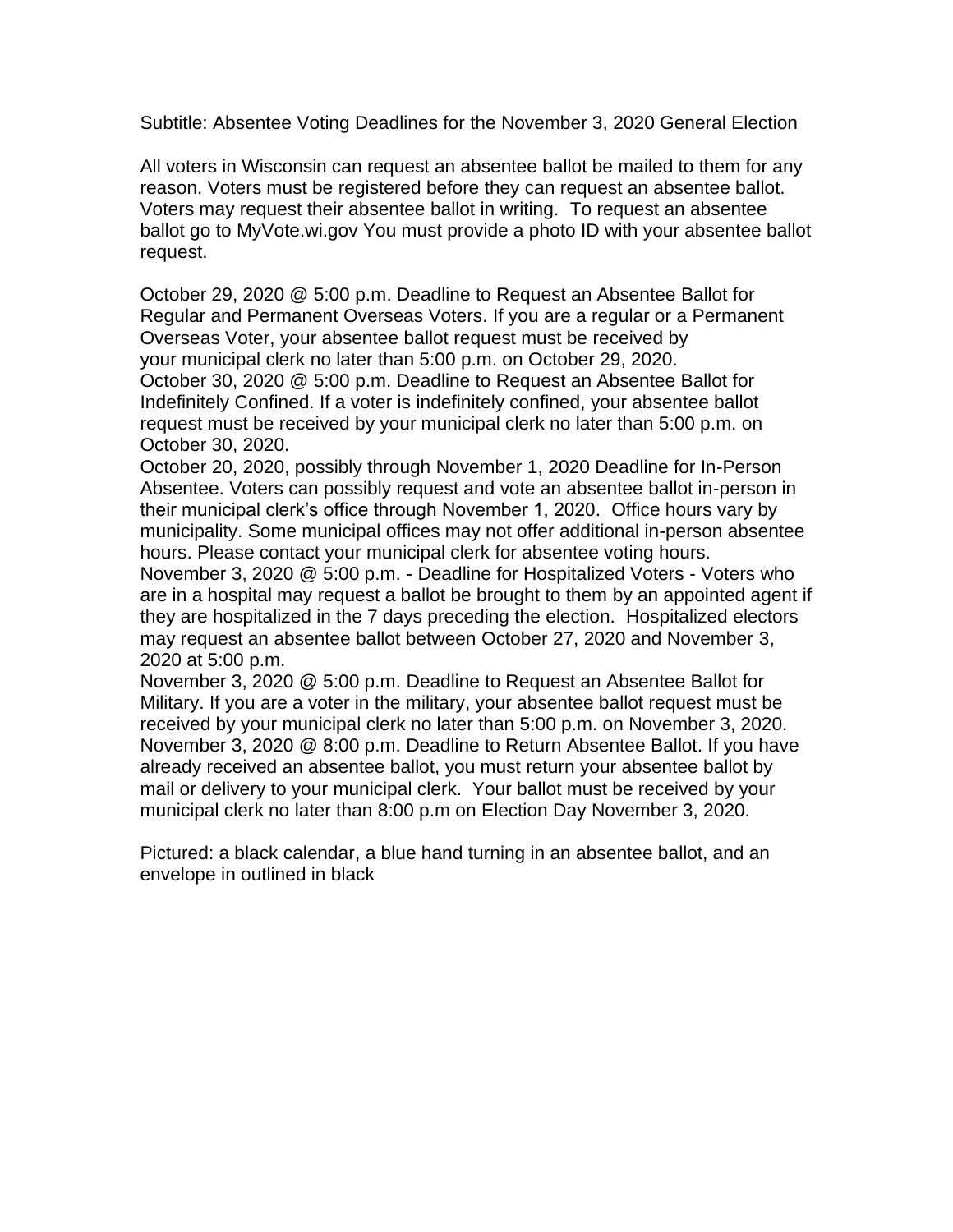Subtitle: Absentee Voting Deadlines for the November 3, 2020 General Election

All voters in Wisconsin can request an absentee ballot be mailed to them for any reason. Voters must be registered before they can request an absentee ballot. Voters may request their absentee ballot in writing. To request an absentee ballot go to MyVote.wi.gov You must provide a photo ID with your absentee ballot request.

October 29, 2020 @ 5:00 p.m. Deadline to Request an Absentee Ballot for Regular and Permanent Overseas Voters. If you are a regular or a Permanent Overseas Voter, your absentee ballot request must be received by your municipal clerk no later than 5:00 p.m. on October 29, 2020.
October 30, 2020 @ 5:00 p.m. Deadline to Request an Absentee Ballot for Indefinitely Confined. If a voter is indefinitely confined, your absentee ballot request must be received by your municipal clerk no later than 5:00 p.m. on October 30, 2020.
October 20, 2020, possibly through November 1, 2020 Deadline for In-Person Absentee. Voters can possibly request and vote an absentee ballot in-person in their municipal clerk's office through November 1, 2020. Office hours vary by municipality. Some municipal offices may not offer additional in-person absentee hours. Please contact your municipal clerk for absentee voting hours.
November 3, 2020 @ 5:00 p.m. - Deadline for Hospitalized Voters - Voters who are in a hospital may request a ballot be brought to them by an appointed agent if they are hospitalized in the 7 days preceding the election. Hospitalized electors may request an absentee ballot between October 27, 2020 and November 3, 2020 at 5:00 p.m.
November 3, 2020 @ 5:00 p.m. Deadline to Request an Absentee Ballot for Military. If you are a voter in the military, your absentee ballot request must be received by your municipal clerk no later than 5:00 p.m. on November 3, 2020.
November 3, 2020 @ 8:00 p.m. Deadline to Return Absentee Ballot. If you have already received an absentee ballot, you must return your absentee ballot by mail or delivery to your municipal clerk. Your ballot must be received by your municipal clerk no later than 8:00 p.m on Election Day November 3, 2020.

Pictured: a black calendar, a blue hand turning in an absentee ballot, and an envelope in outlined in black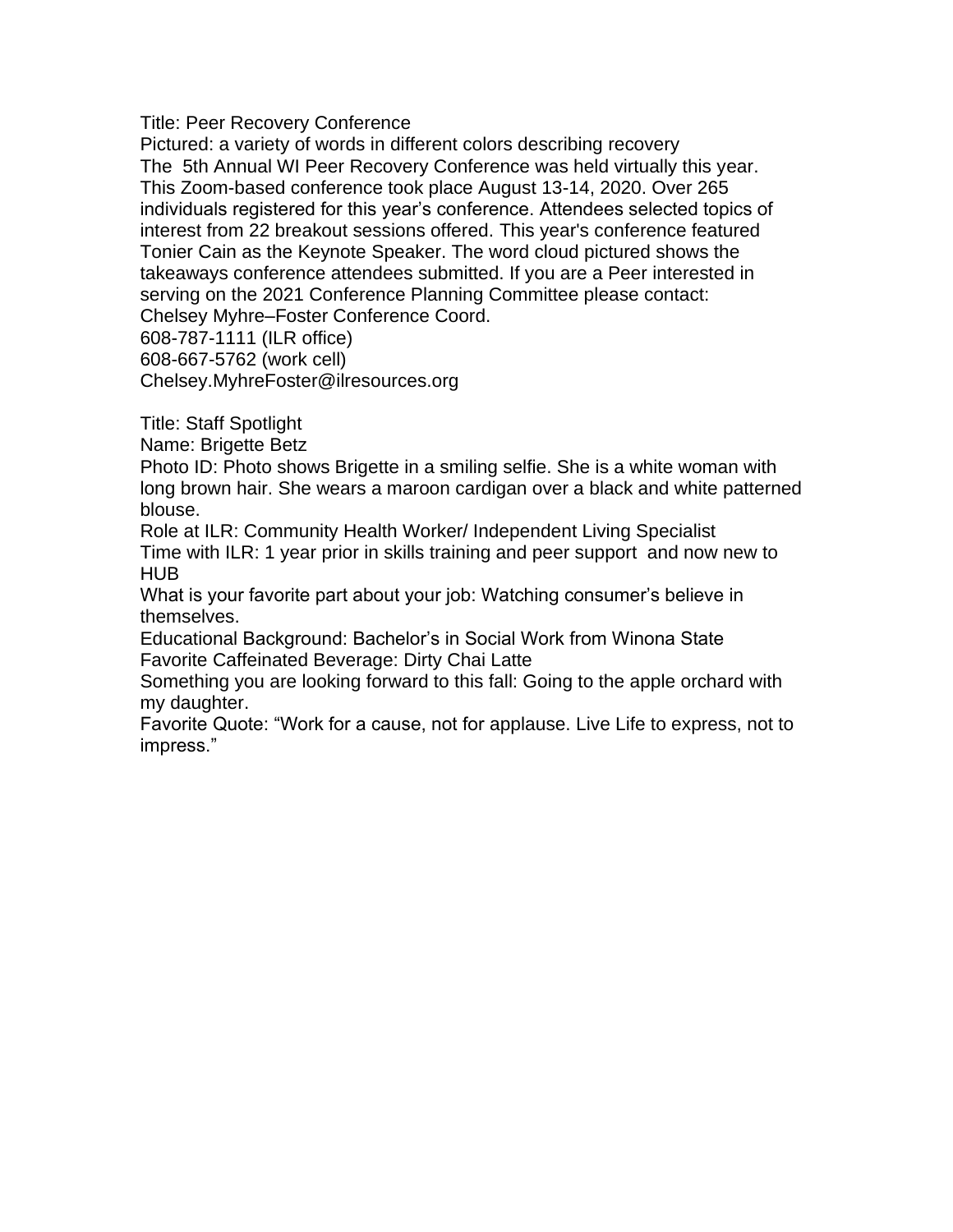Title: Peer Recovery Conference

Pictured: a variety of words in different colors describing recovery

The 5th Annual WI Peer Recovery Conference was held virtually this year. This Zoom-based conference took place August 13-14, 2020. Over 265 individuals registered for this year's conference. Attendees selected topics of interest from 22 breakout sessions offered. This year's conference featured Tonier Cain as the Keynote Speaker. The word cloud pictured shows the takeaways conference attendees submitted. If you are a Peer interested in serving on the 2021 Conference Planning Committee please contact:

Chelsey Myhre–Foster Conference Coord.
608-787-1111 (ILR office)
608-667-5762 (work cell)
Chelsey.MyhreFoster@ilresources.org

Title: Staff Spotlight

Name: Brigette Betz

Photo ID: Photo shows Brigette in a smiling selfie. She is a white woman with long brown hair. She wears a maroon cardigan over a black and white patterned blouse.

Role at ILR: Community Health Worker/ Independent Living Specialist

Time with ILR: 1 year prior in skills training and peer support and now new to HUB

What is your favorite part about your job: Watching consumer's believe in themselves.

Educational Background: Bachelor's in Social Work from Winona State

Favorite Caffeinated Beverage: Dirty Chai Latte

Something you are looking forward to this fall: Going to the apple orchard with my daughter.

Favorite Quote: "Work for a cause, not for applause. Live Life to express, not to impress."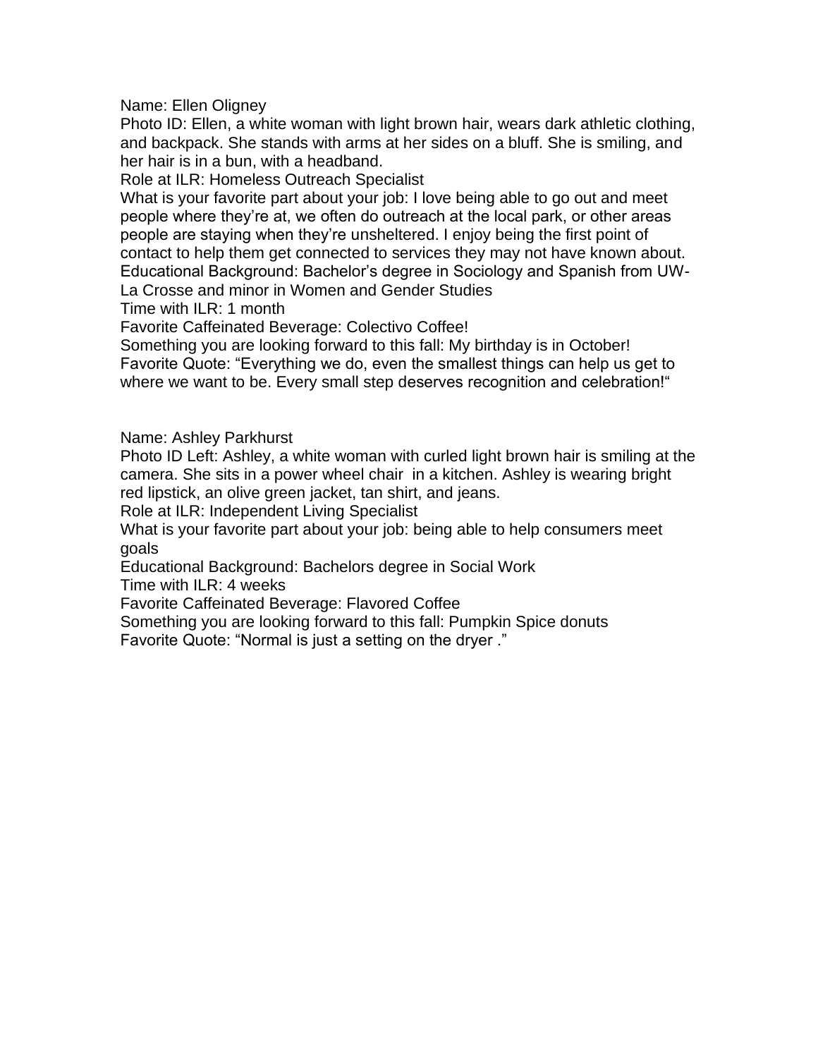Name: Ellen Oligney

Photo ID: Ellen, a white woman with light brown hair, wears dark athletic clothing, and backpack. She stands with arms at her sides on a bluff. She is smiling, and her hair is in a bun, with a headband.

Role at ILR: Homeless Outreach Specialist

What is your favorite part about your job: I love being able to go out and meet people where they're at, we often do outreach at the local park, or other areas people are staying when they're unsheltered. I enjoy being the first point of contact to help them get connected to services they may not have known about.

Educational Background: Bachelor's degree in Sociology and Spanish from UW-La Crosse and minor in Women and Gender Studies

Time with ILR: 1 month

Favorite Caffeinated Beverage: Colectivo Coffee!

Something you are looking forward to this fall: My birthday is in October!

Favorite Quote: "Everything we do, even the smallest things can help us get to where we want to be. Every small step deserves recognition and celebration!"

Name: Ashley Parkhurst

Photo ID Left: Ashley, a white woman with curled light brown hair is smiling at the camera. She sits in a power wheel chair in a kitchen. Ashley is wearing bright red lipstick, an olive green jacket, tan shirt, and jeans.

Role at ILR: Independent Living Specialist

What is your favorite part about your job: being able to help consumers meet goals

Educational Background: Bachelors degree in Social Work

Time with ILR: 4 weeks

Favorite Caffeinated Beverage: Flavored Coffee

Something you are looking forward to this fall: Pumpkin Spice donuts

Favorite Quote: "Normal is just a setting on the dryer ."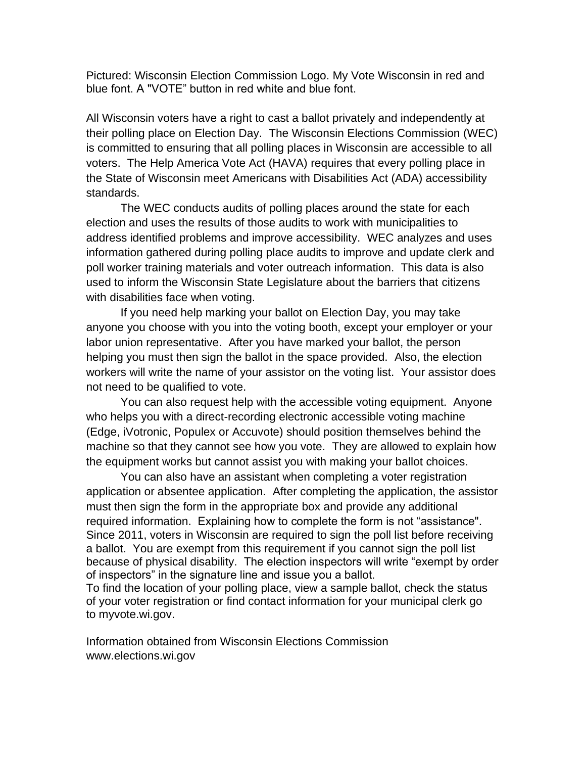Pictured: Wisconsin Election Commission Logo. My Vote Wisconsin in red and blue font. A "VOTE" button in red white and blue font.

All Wisconsin voters have a right to cast a ballot privately and independently at their polling place on Election Day. The Wisconsin Elections Commission (WEC) is committed to ensuring that all polling places in Wisconsin are accessible to all voters. The Help America Vote Act (HAVA) requires that every polling place in the State of Wisconsin meet Americans with Disabilities Act (ADA) accessibility standards.

The WEC conducts audits of polling places around the state for each election and uses the results of those audits to work with municipalities to address identified problems and improve accessibility. WEC analyzes and uses information gathered during polling place audits to improve and update clerk and poll worker training materials and voter outreach information. This data is also used to inform the Wisconsin State Legislature about the barriers that citizens with disabilities face when voting.

If you need help marking your ballot on Election Day, you may take anyone you choose with you into the voting booth, except your employer or your labor union representative. After you have marked your ballot, the person helping you must then sign the ballot in the space provided. Also, the election workers will write the name of your assistor on the voting list. Your assistor does not need to be qualified to vote.

You can also request help with the accessible voting equipment. Anyone who helps you with a direct-recording electronic accessible voting machine (Edge, iVotronic, Populex or Accuvote) should position themselves behind the machine so that they cannot see how you vote. They are allowed to explain how the equipment works but cannot assist you with making your ballot choices.

You can also have an assistant when completing a voter registration application or absentee application. After completing the application, the assistor must then sign the form in the appropriate box and provide any additional required information. Explaining how to complete the form is not "assistance". Since 2011, voters in Wisconsin are required to sign the poll list before receiving a ballot. You are exempt from this requirement if you cannot sign the poll list because of physical disability. The election inspectors will write "exempt by order of inspectors" in the signature line and issue you a ballot.

To find the location of your polling place, view a sample ballot, check the status of your voter registration or find contact information for your municipal clerk go to myvote.wi.gov.

Information obtained from Wisconsin Elections Commission
www.elections.wi.gov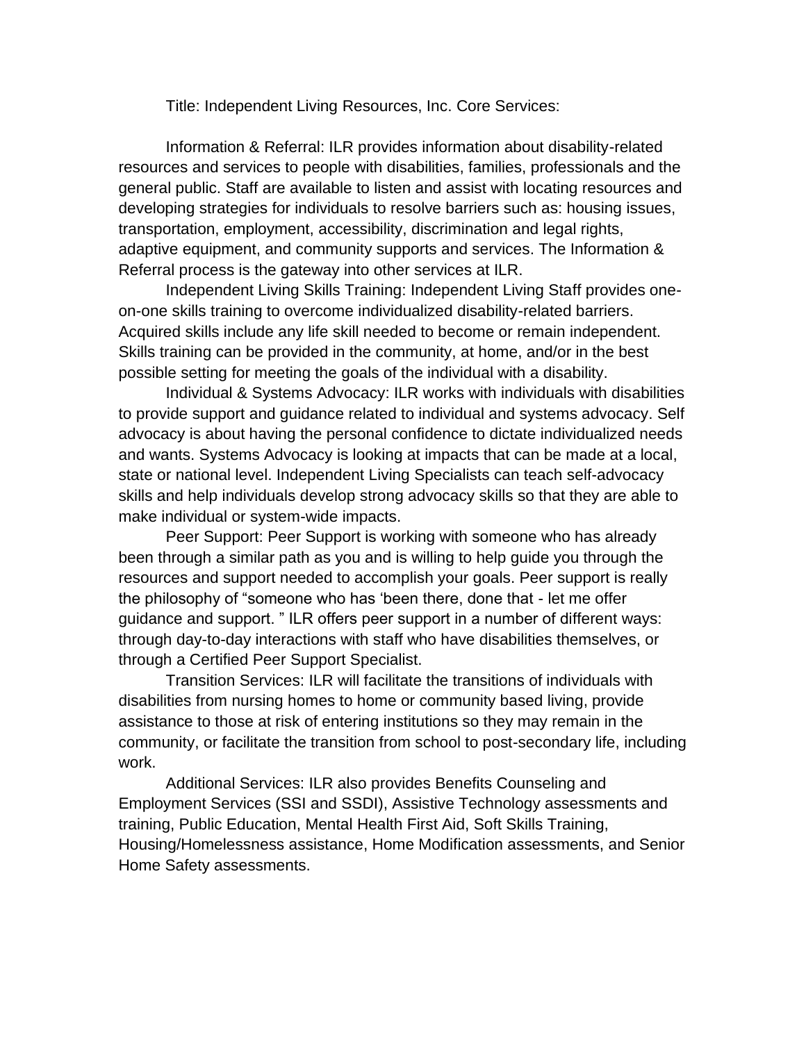Title: Independent Living Resources, Inc. Core Services:

Information & Referral: ILR provides information about disability-related resources and services to people with disabilities, families, professionals and the general public. Staff are available to listen and assist with locating resources and developing strategies for individuals to resolve barriers such as: housing issues, transportation, employment, accessibility, discrimination and legal rights, adaptive equipment, and community supports and services. The Information & Referral process is the gateway into other services at ILR.

Independent Living Skills Training: Independent Living Staff provides one-on-one skills training to overcome individualized disability-related barriers. Acquired skills include any life skill needed to become or remain independent. Skills training can be provided in the community, at home, and/or in the best possible setting for meeting the goals of the individual with a disability.

Individual & Systems Advocacy: ILR works with individuals with disabilities to provide support and guidance related to individual and systems advocacy. Self advocacy is about having the personal confidence to dictate individualized needs and wants. Systems Advocacy is looking at impacts that can be made at a local, state or national level. Independent Living Specialists can teach self-advocacy skills and help individuals develop strong advocacy skills so that they are able to make individual or system-wide impacts.

Peer Support: Peer Support is working with someone who has already been through a similar path as you and is willing to help guide you through the resources and support needed to accomplish your goals. Peer support is really the philosophy of “someone who has ‘been there, done that - let me offer guidance and support. ” ILR offers peer support in a number of different ways: through day-to-day interactions with staff who have disabilities themselves, or through a Certified Peer Support Specialist.

Transition Services: ILR will facilitate the transitions of individuals with disabilities from nursing homes to home or community based living, provide assistance to those at risk of entering institutions so they may remain in the community, or facilitate the transition from school to post-secondary life, including work.

Additional Services: ILR also provides Benefits Counseling and Employment Services (SSI and SSDI), Assistive Technology assessments and training, Public Education, Mental Health First Aid, Soft Skills Training, Housing/Homelessness assistance, Home Modification assessments, and Senior Home Safety assessments.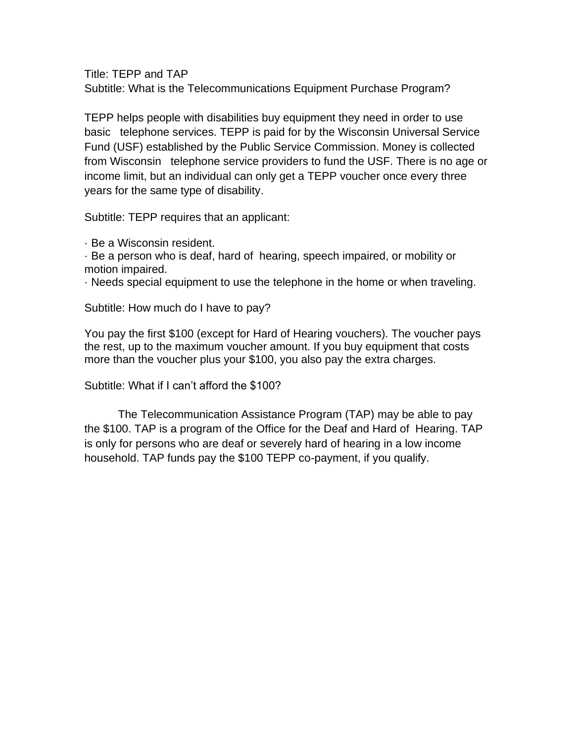# TEPP and TAP

## What is the Telecommunications Equipment Purchase Program?

TEPP helps people with disabilities buy equipment they need in order to use basic telephone services. TEPP is paid for by the Wisconsin Universal Service Fund (USF) established by the Public Service Commission. Money is collected from Wisconsin telephone service providers to fund the USF. There is no age or income limit, but an individual can only get a TEPP voucher once every three years for the same type of disability.

## TEPP requires that an applicant:

- Be a Wisconsin resident.
- Be a person who is deaf, hard of hearing, speech impaired, or mobility or motion impaired.
- Needs special equipment to use the telephone in the home or when traveling.

## How much do I have to pay?

You pay the first $100 (except for Hard of Hearing vouchers). The voucher pays the rest, up to the maximum voucher amount. If you buy equipment that costs more than the voucher plus your $100, you also pay the extra charges.

## What if I can't afford the $100?

The Telecommunication Assistance Program (TAP) may be able to pay the $100. TAP is a program of the Office for the Deaf and Hard of Hearing. TAP is only for persons who are deaf or severely hard of hearing in a low income household. TAP funds pay the $100 TEPP co-payment, if you qualify.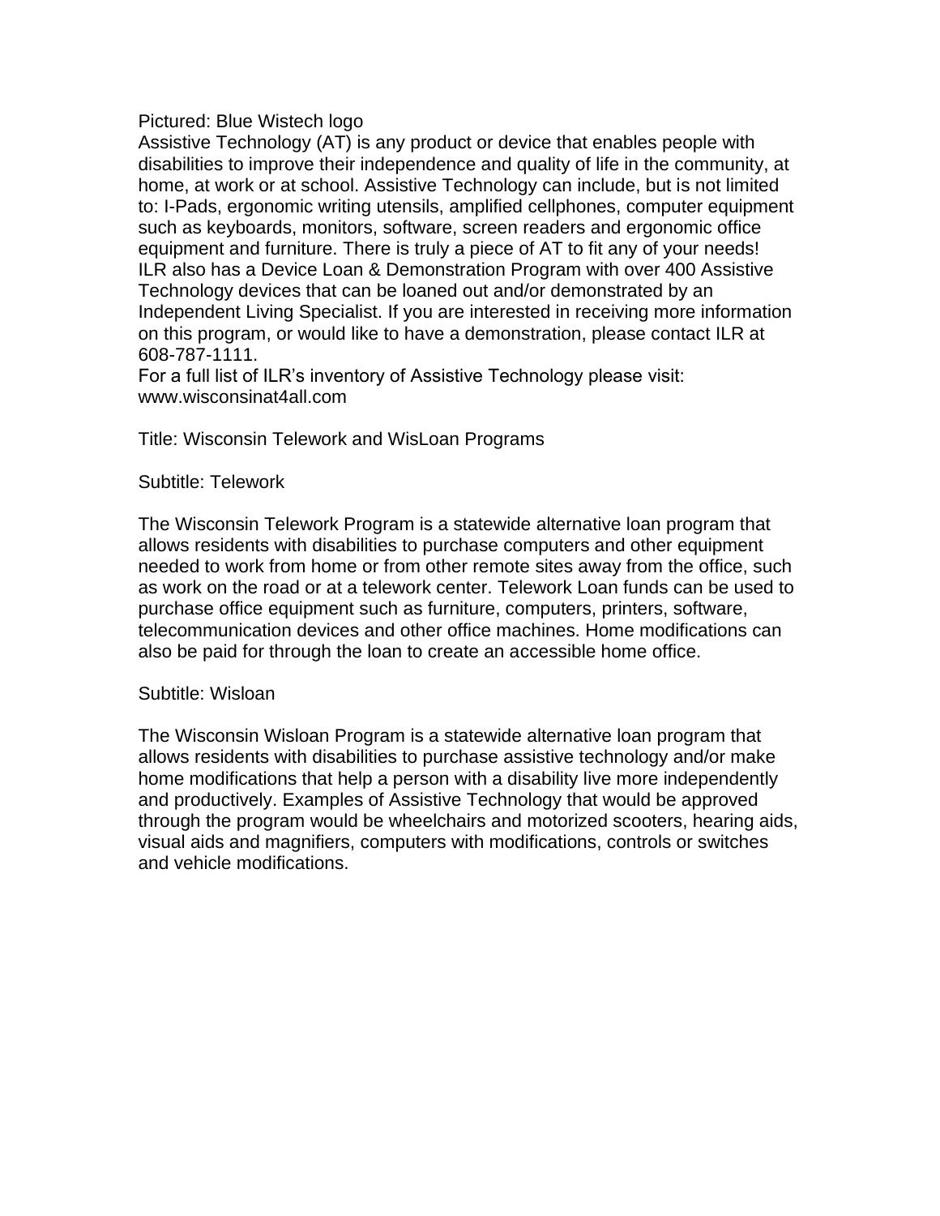Pictured: Blue Wistech logo

Assistive Technology (AT) is any product or device that enables people with disabilities to improve their independence and quality of life in the community, at home, at work or at school. Assistive Technology can include, but is not limited to: I-Pads, ergonomic writing utensils, amplified cellphones, computer equipment such as keyboards, monitors, software, screen readers and ergonomic office equipment and furniture. There is truly a piece of AT to fit any of your needs!

ILR also has a Device Loan & Demonstration Program with over 400 Assistive Technology devices that can be loaned out and/or demonstrated by an Independent Living Specialist. If you are interested in receiving more information on this program, or would like to have a demonstration, please contact ILR at 608-787-1111.

For a full list of ILR's inventory of Assistive Technology please visit: www.wisconsinat4all.com

# Title: Wisconsin Telework and WisLoan Programs

## Subtitle: Telework

The Wisconsin Telework Program is a statewide alternative loan program that allows residents with disabilities to purchase computers and other equipment needed to work from home or from other remote sites away from the office, such as work on the road or at a telework center. Telework Loan funds can be used to purchase office equipment such as furniture, computers, printers, software, telecommunication devices and other office machines. Home modifications can also be paid for through the loan to create an accessible home office.

## Subtitle: Wisloan

The Wisconsin Wisloan Program is a statewide alternative loan program that allows residents with disabilities to purchase assistive technology and/or make home modifications that help a person with a disability live more independently and productively. Examples of Assistive Technology that would be approved through the program would be wheelchairs and motorized scooters, hearing aids, visual aids and magnifiers, computers with modifications, controls or switches and vehicle modifications.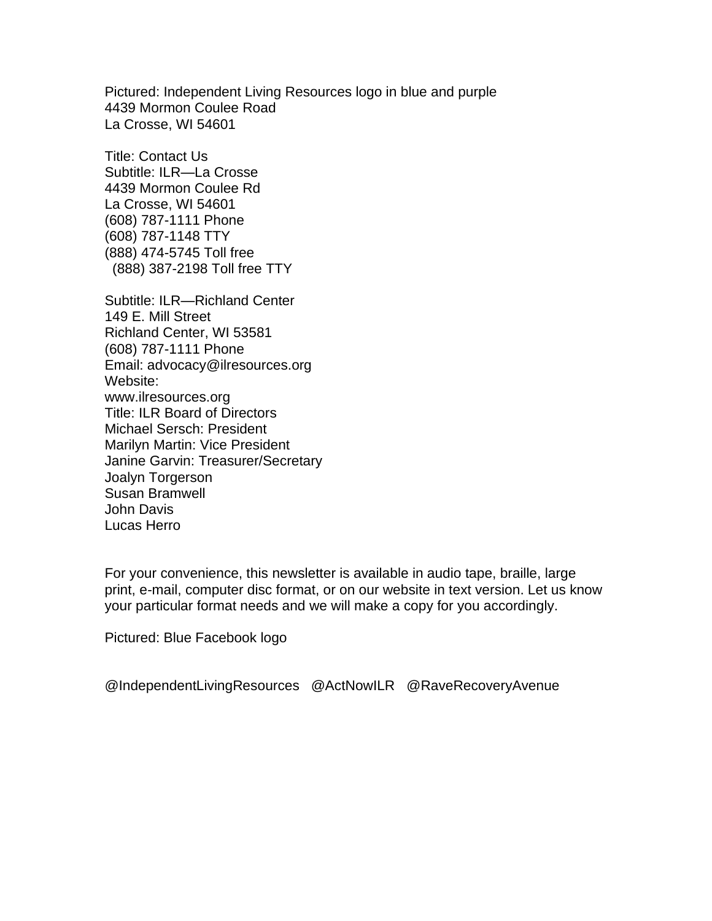Pictured: Independent Living Resources logo in blue and purple
4439 Mormon Coulee Road
La Crosse, WI 54601

Title: Contact Us
Subtitle: ILR—La Crosse
4439 Mormon Coulee Rd
La Crosse, WI 54601
(608) 787-1111 Phone
(608) 787-1148 TTY
(888) 474-5745 Toll free
(888) 387-2198 Toll free TTY

Subtitle: ILR—Richland Center
149 E. Mill Street
Richland Center, WI 53581
(608) 787-1111 Phone
Email: advocacy@ilresources.org
Website:
www.ilresources.org
Title: ILR Board of Directors
Michael Sersch: President
Marilyn Martin: Vice President
Janine Garvin: Treasurer/Secretary
Joalyn Torgerson
Susan Bramwell
John Davis
Lucas Herro

For your convenience, this newsletter is available in audio tape, braille, large print, e-mail, computer disc format, or on our website in text version. Let us know your particular format needs and we will make a copy for you accordingly.

Pictured: Blue Facebook logo

@IndependentLivingResources @ActNowILR @RaveRecoveryAvenue